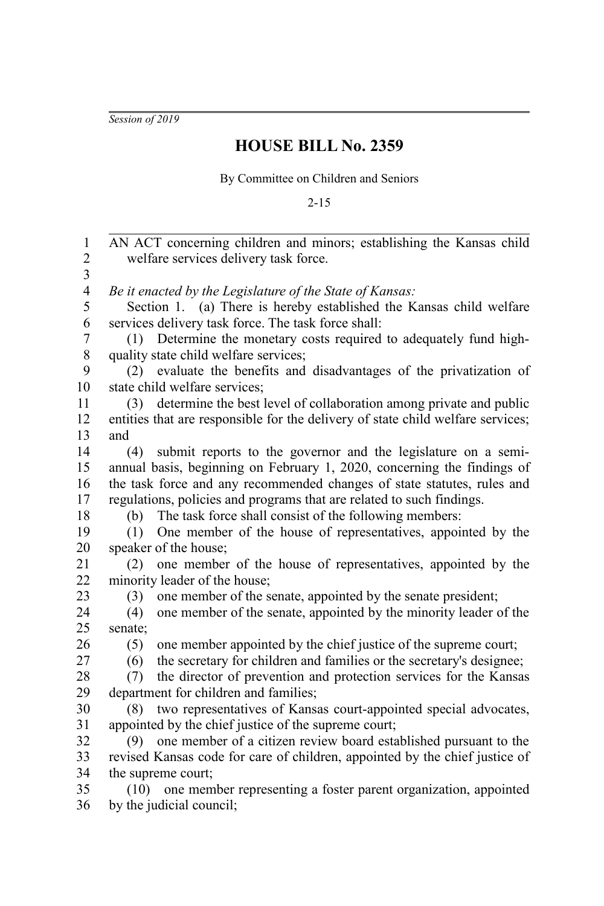*Session of 2019*

# HOUSE BILL No. 2359

By Committee on Children and Seniors

2-15

AN ACT concerning children and minors; establishing the Kansas child welfare services delivery task force.

*Be it enacted by the Legislature of the State of Kansas:*

Section 1. (a) There is hereby established the Kansas child welfare services delivery task force. The task force shall:

(1) Determine the monetary costs required to adequately fund high-quality state child welfare services;

(2) evaluate the benefits and disadvantages of the privatization of state child welfare services;

(3) determine the best level of collaboration among private and public entities that are responsible for the delivery of state child welfare services; and

(4) submit reports to the governor and the legislature on a semi-annual basis, beginning on February 1, 2020, concerning the findings of the task force and any recommended changes of state statutes, rules and regulations, policies and programs that are related to such findings.

(b) The task force shall consist of the following members:

(1) One member of the house of representatives, appointed by the speaker of the house;

(2) one member of the house of representatives, appointed by the minority leader of the house;

(3) one member of the senate, appointed by the senate president;

(4) one member of the senate, appointed by the minority leader of the senate;

(5) one member appointed by the chief justice of the supreme court;

(6) the secretary for children and families or the secretary's designee;

(7) the director of prevention and protection services for the Kansas department for children and families;

(8) two representatives of Kansas court-appointed special advocates, appointed by the chief justice of the supreme court;

(9) one member of a citizen review board established pursuant to the revised Kansas code for care of children, appointed by the chief justice of the supreme court;

(10) one member representing a foster parent organization, appointed by the judicial council;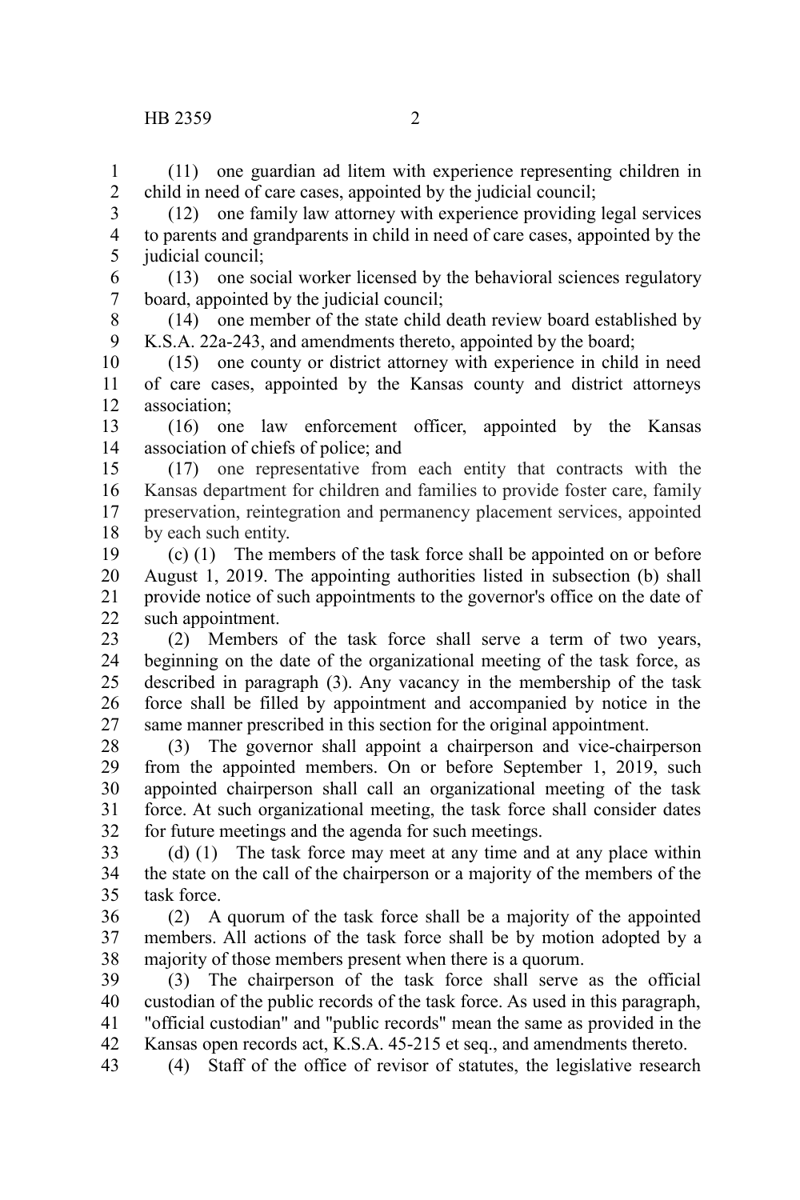(11) one guardian ad litem with experience representing children in child in need of care cases, appointed by the judicial council;

(12) one family law attorney with experience providing legal services to parents and grandparents in child in need of care cases, appointed by the judicial council;

(13) one social worker licensed by the behavioral sciences regulatory board, appointed by the judicial council;

(14) one member of the state child death review board established by K.S.A. 22a-243, and amendments thereto, appointed by the board;

(15) one county or district attorney with experience in child in need of care cases, appointed by the Kansas county and district attorneys association;

(16) one law enforcement officer, appointed by the Kansas association of chiefs of police; and

(17) one representative from each entity that contracts with the Kansas department for children and families to provide foster care, family preservation, reintegration and permanency placement services, appointed by each such entity.

(c) (1) The members of the task force shall be appointed on or before August 1, 2019. The appointing authorities listed in subsection (b) shall provide notice of such appointments to the governor's office on the date of such appointment.

(2) Members of the task force shall serve a term of two years, beginning on the date of the organizational meeting of the task force, as described in paragraph (3). Any vacancy in the membership of the task force shall be filled by appointment and accompanied by notice in the same manner prescribed in this section for the original appointment.

(3) The governor shall appoint a chairperson and vice-chairperson from the appointed members. On or before September 1, 2019, such appointed chairperson shall call an organizational meeting of the task force. At such organizational meeting, the task force shall consider dates for future meetings and the agenda for such meetings.

(d) (1) The task force may meet at any time and at any place within the state on the call of the chairperson or a majority of the members of the task force.

(2) A quorum of the task force shall be a majority of the appointed members. All actions of the task force shall be by motion adopted by a majority of those members present when there is a quorum.

(3) The chairperson of the task force shall serve as the official custodian of the public records of the task force. As used in this paragraph, "official custodian" and "public records" mean the same as provided in the Kansas open records act, K.S.A. 45-215 et seq., and amendments thereto.

(4) Staff of the office of revisor of statutes, the legislative research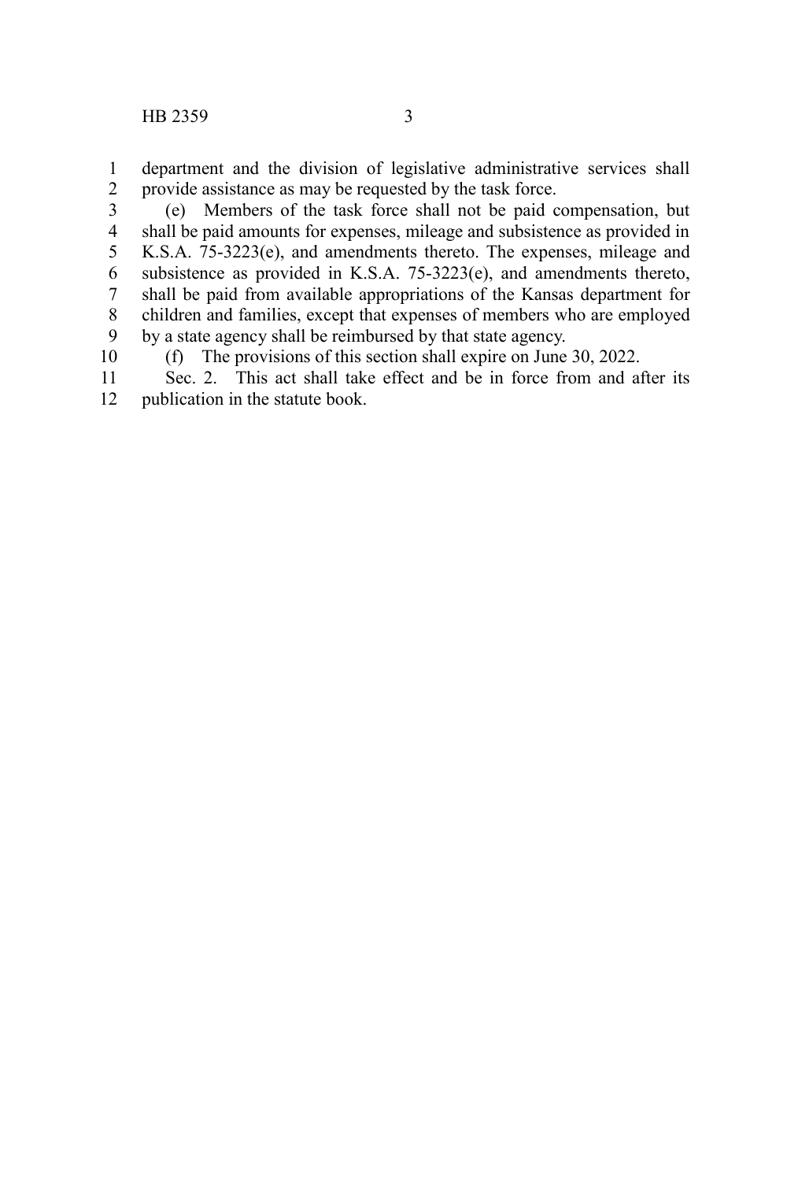department and the division of legislative administrative services shall provide assistance as may be requested by the task force.

(e) Members of the task force shall not be paid compensation, but shall be paid amounts for expenses, mileage and subsistence as provided in K.S.A. 75-3223(e), and amendments thereto. The expenses, mileage and subsistence as provided in K.S.A. 75-3223(e), and amendments thereto, shall be paid from available appropriations of the Kansas department for children and families, except that expenses of members who are employed by a state agency shall be reimbursed by that state agency.

(f) The provisions of this section shall expire on June 30, 2022.

Sec. 2. This act shall take effect and be in force from and after its publication in the statute book.